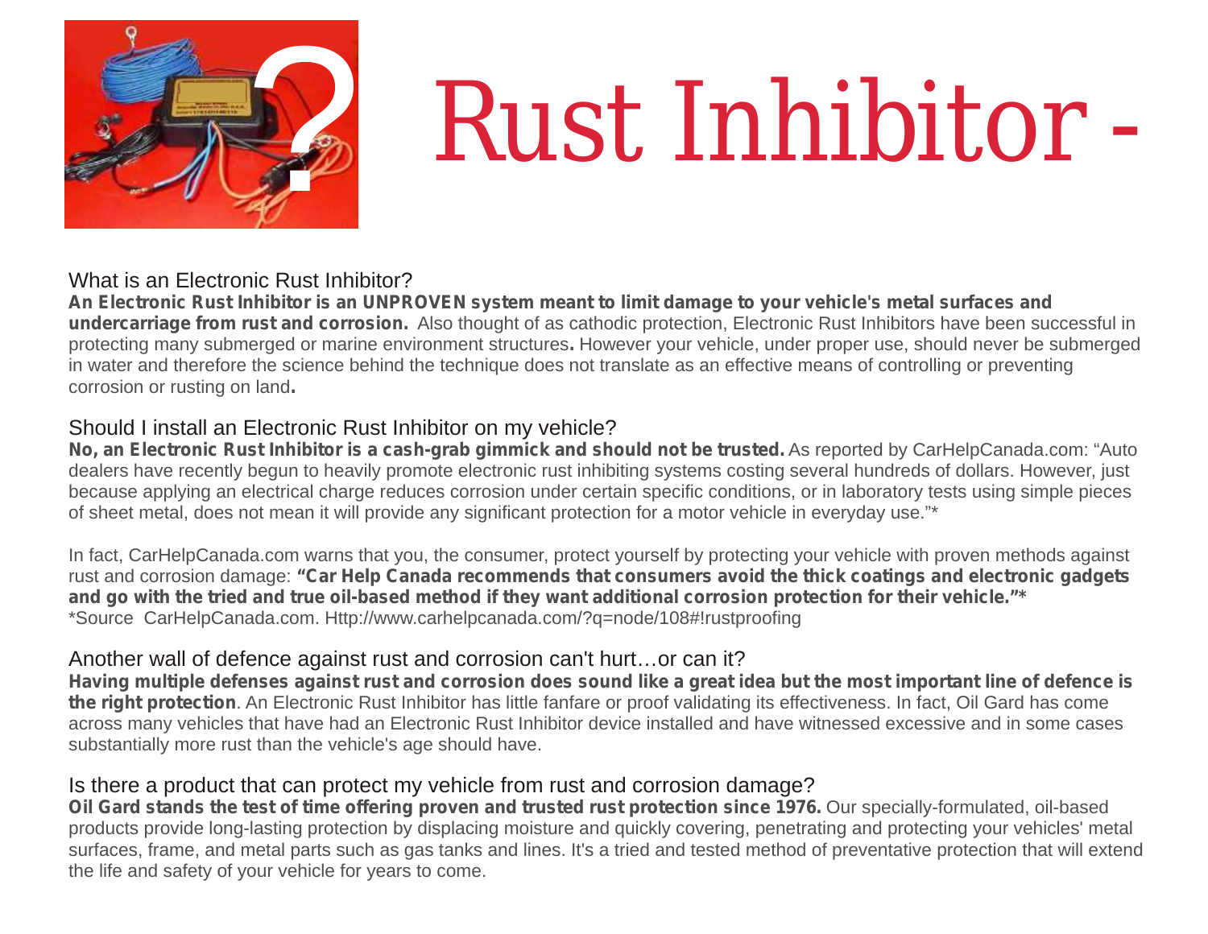# Rust Inhibitor -

## What is an Electronic Rust Inhibitor?

**An Electronic Rust Inhibitor is an UNPROVEN system meant to limit damage to your vehicle's metal surfaces and undercarriage from rust and corrosion.** Also thought of as cathodic protection, Electronic Rust Inhibitors have been successful in protecting many submerged or marine environment structures**.** However your vehicle, under proper use, should never be submerged in water and therefore the science behind the technique does not translate as an effective means of controlling or preventing corrosion or rusting on land**.**

## Should I install an Electronic Rust Inhibitor on my vehicle?

**No, an Electronic Rust Inhibitor is a cash-grab gimmick and should not be trusted.** As reported by CarHelpCanada.com: "Auto dealers have recently begun to heavily promote electronic rust inhibiting systems costing several hundreds of dollars. However, just because applying an electrical charge reduces corrosion under certain specific conditions, or in laboratory tests using simple pieces of sheet metal, does not mean it will provide any significant protection for a motor vehicle in everyday use."*

In fact, CarHelpCanada.com warns that you, the consumer, protect yourself by protecting your vehicle with proven methods against rust and corrosion damage: **"Car Help Canada recommends that consumers avoid the thick coatings and electronic gadgets and go with the tried and true oil-based method if they want additional corrosion protection for their vehicle."***

*Source CarHelpCanada.com. Http://www.carhelpcanada.com/?q=node/108#!rustproofing

## Another wall of defence against rust and corrosion can't hurt…or can it?

**Having multiple defenses against rust and corrosion does sound like a great idea but the most important line of defence is the right protection**. An Electronic Rust Inhibitor has little fanfare or proof validating its effectiveness. In fact, Oil Gard has come across many vehicles that have had an Electronic Rust Inhibitor device installed and have witnessed excessive and in some cases substantially more rust than the vehicle's age should have.

## Is there a product that can protect my vehicle from rust and corrosion damage?

**Oil Gard stands the test of time offering proven and trusted rust protection since 1976.** Our specially-formulated, oil-based products provide long-lasting protection by displacing moisture and quickly covering, penetrating and protecting your vehicles' metal surfaces, frame, and metal parts such as gas tanks and lines. It's a tried and tested method of preventative protection that will extend the life and safety of your vehicle for years to come.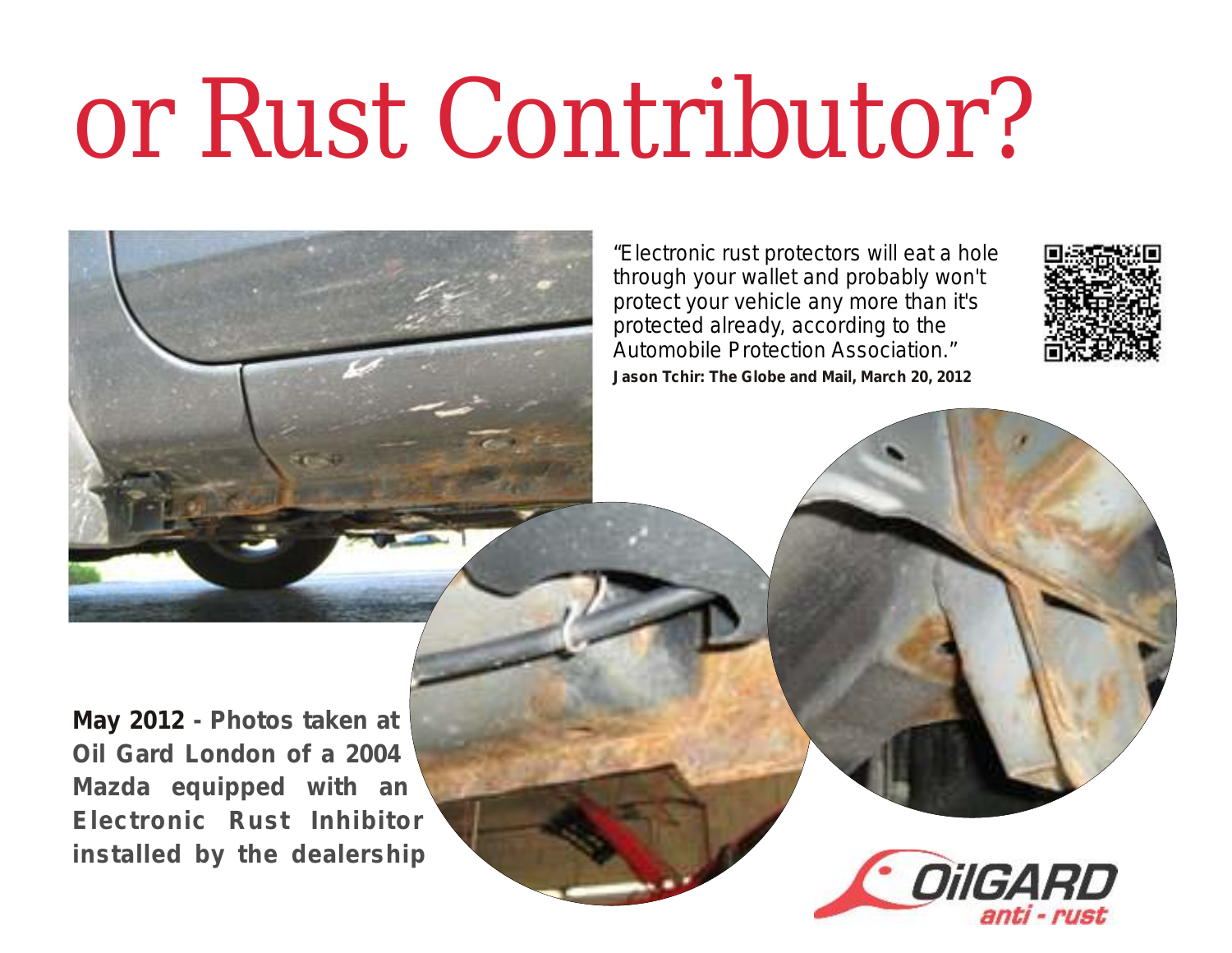# or Rust Contributor?

"Electronic rust protectors will eat a hole through your wallet and probably won't protect your vehicle any more than it's protected already, according to the Automobile Protection Association."

**Jason Tchir: The Globe and Mail, March 20, 2012**

**May 2012 - Photos taken at Oil Gard London of a 2004 Mazda equipped with an Electronic Rust Inhibitor installed by the dealership**

OilGARD anti - rust